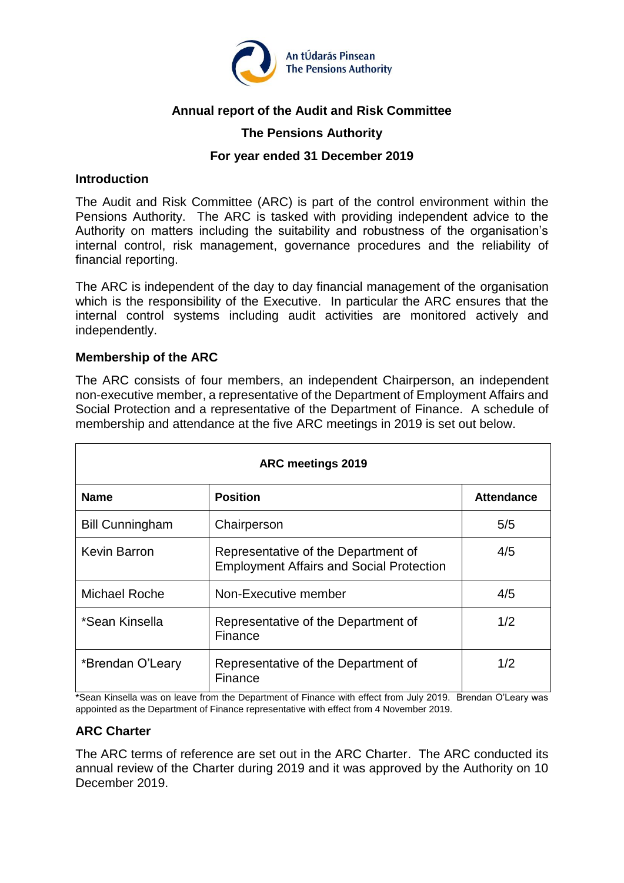An tÚdarás Pinsean
The Pensions Authority

# Annual report of the Audit and Risk Committee

## The Pensions Authority

## For year ended 31 December 2019

### Introduction

The Audit and Risk Committee (ARC) is part of the control environment within the Pensions Authority. The ARC is tasked with providing independent advice to the Authority on matters including the suitability and robustness of the organisation's internal control, risk management, governance procedures and the reliability of financial reporting.

The ARC is independent of the day to day financial management of the organisation which is the responsibility of the Executive. In particular the ARC ensures that the internal control systems including audit activities are monitored actively and independently.

### Membership of the ARC

The ARC consists of four members, an independent Chairperson, an independent non-executive member, a representative of the Department of Employment Affairs and Social Protection and a representative of the Department of Finance. A schedule of membership and attendance at the five ARC meetings in 2019 is set out below.

| ARC meetings 2019 | | |
|---|---|---|
| **Name** | **Position** | **Attendance** |
| Bill Cunningham | Chairperson | 5/5 |
| Kevin Barron | Representative of the Department of Employment Affairs and Social Protection | 4/5 |
| Michael Roche | Non-Executive member | 4/5 |
| *Sean Kinsella | Representative of the Department of Finance | 1/2 |
| *Brendan O'Leary | Representative of the Department of Finance | 1/2 |

*Sean Kinsella was on leave from the Department of Finance with effect from July 2019. Brendan O'Leary was appointed as the Department of Finance representative with effect from 4 November 2019.

### ARC Charter

The ARC terms of reference are set out in the ARC Charter. The ARC conducted its annual review of the Charter during 2019 and it was approved by the Authority on 10 December 2019.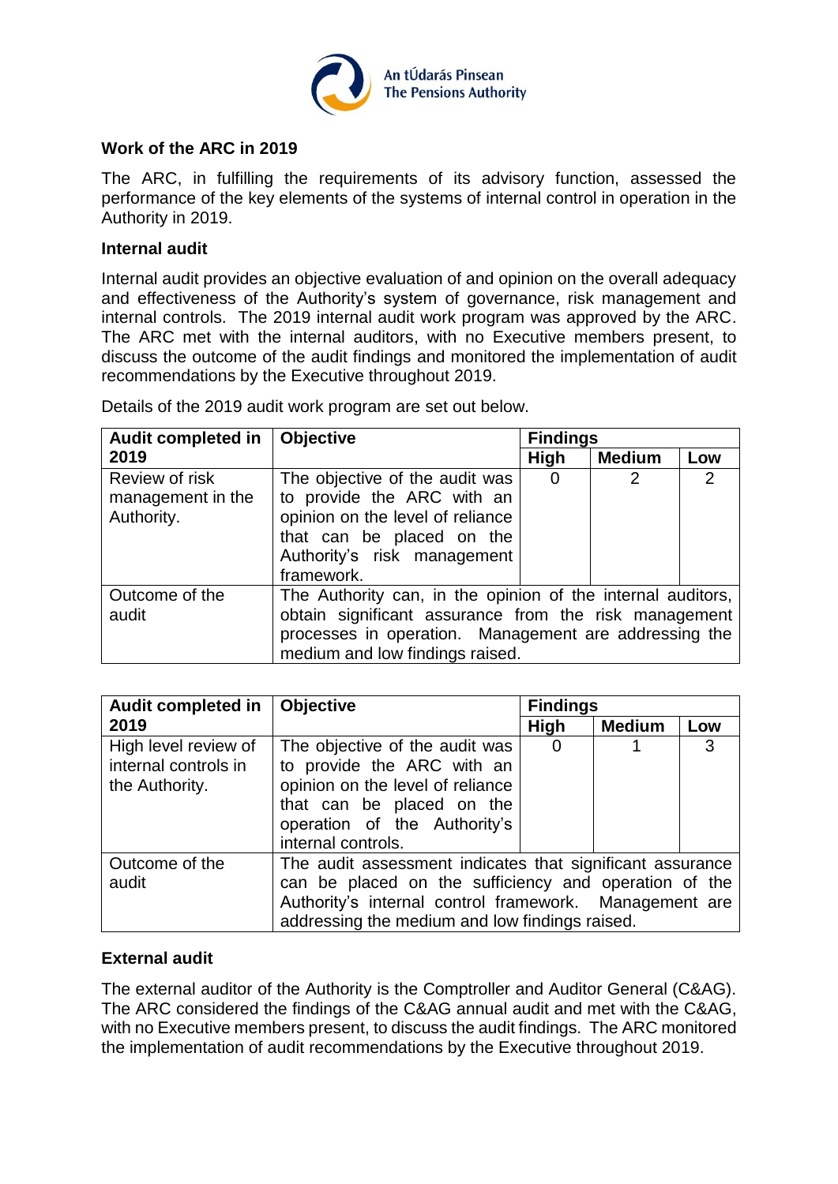### Work of the ARC in 2019

The ARC, in fulfilling the requirements of its advisory function, assessed the performance of the key elements of the systems of internal control in operation in the Authority in 2019.

#### Internal audit

Internal audit provides an objective evaluation of and opinion on the overall adequacy and effectiveness of the Authority's system of governance, risk management and internal controls. The 2019 internal audit work program was approved by the ARC. The ARC met with the internal auditors, with no Executive members present, to discuss the outcome of the audit findings and monitored the implementation of audit recommendations by the Executive throughout 2019.

Details of the 2019 audit work program are set out below.

| Audit completed in 2019 | Objective | Findings | | |
|---|---|---|---|---|
| | | High | Medium | Low |
| Review of risk management in the Authority. | The objective of the audit was to provide the ARC with an opinion on the level of reliance that can be placed on the Authority's risk management framework. | 0 | 2 | 2 |
| Outcome of the audit | The Authority can, in the opinion of the internal auditors, obtain significant assurance from the risk management processes in operation. Management are addressing the medium and low findings raised. | | | |

| Audit completed in 2019 | Objective | Findings | | |
|---|---|---|---|---|
| | | High | Medium | Low |
| High level review of internal controls in the Authority. | The objective of the audit was to provide the ARC with an opinion on the level of reliance that can be placed on the operation of the Authority's internal controls. | 0 | 1 | 3 |
| Outcome of the audit | The audit assessment indicates that significant assurance can be placed on the sufficiency and operation of the Authority's internal control framework. Management are addressing the medium and low findings raised. | | | |

#### External audit

The external auditor of the Authority is the Comptroller and Auditor General (C&AG). The ARC considered the findings of the C&AG annual audit and met with the C&AG, with no Executive members present, to discuss the audit findings. The ARC monitored the implementation of audit recommendations by the Executive throughout 2019.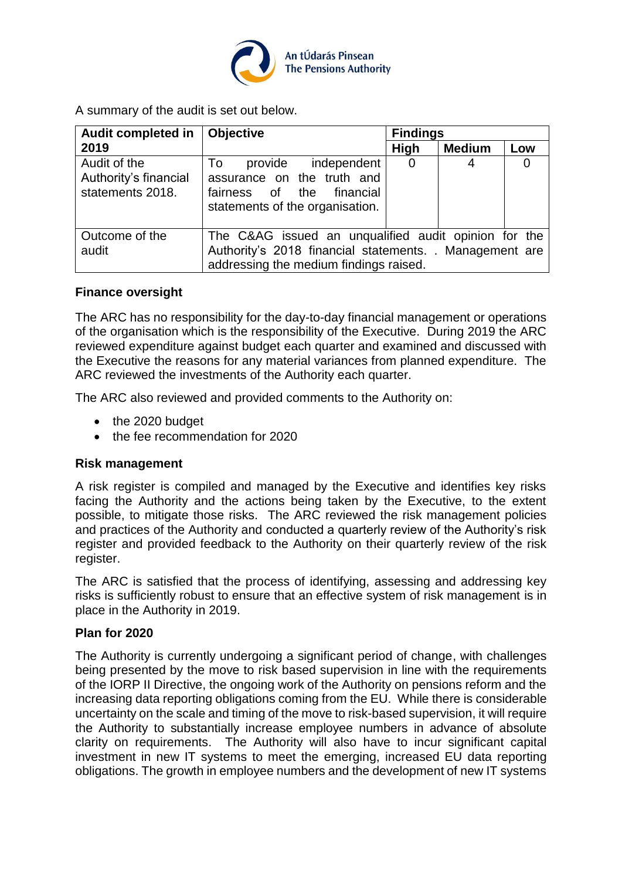A summary of the audit is set out below.

| Audit completed in 2019 | Objective | Findings | | |
|---|---|---|---|---|
| | | High | Medium | Low |
| Audit of the Authority's financial statements 2018. | To provide independent assurance on the truth and fairness of the financial statements of the organisation. | 0 | 4 | 0 |
| Outcome of the audit | The C&AG issued an unqualified audit opinion for the Authority's 2018 financial statements. . Management are addressing the medium findings raised. | | | |

**Finance oversight**

The ARC has no responsibility for the day-to-day financial management or operations of the organisation which is the responsibility of the Executive. During 2019 the ARC reviewed expenditure against budget each quarter and examined and discussed with the Executive the reasons for any material variances from planned expenditure. The ARC reviewed the investments of the Authority each quarter.

The ARC also reviewed and provided comments to the Authority on:

- the 2020 budget
- the fee recommendation for 2020

**Risk management**

A risk register is compiled and managed by the Executive and identifies key risks facing the Authority and the actions being taken by the Executive, to the extent possible, to mitigate those risks. The ARC reviewed the risk management policies and practices of the Authority and conducted a quarterly review of the Authority's risk register and provided feedback to the Authority on their quarterly review of the risk register.

The ARC is satisfied that the process of identifying, assessing and addressing key risks is sufficiently robust to ensure that an effective system of risk management is in place in the Authority in 2019.

**Plan for 2020**

The Authority is currently undergoing a significant period of change, with challenges being presented by the move to risk based supervision in line with the requirements of the IORP II Directive, the ongoing work of the Authority on pensions reform and the increasing data reporting obligations coming from the EU. While there is considerable uncertainty on the scale and timing of the move to risk-based supervision, it will require the Authority to substantially increase employee numbers in advance of absolute clarity on requirements. The Authority will also have to incur significant capital investment in new IT systems to meet the emerging, increased EU data reporting obligations. The growth in employee numbers and the development of new IT systems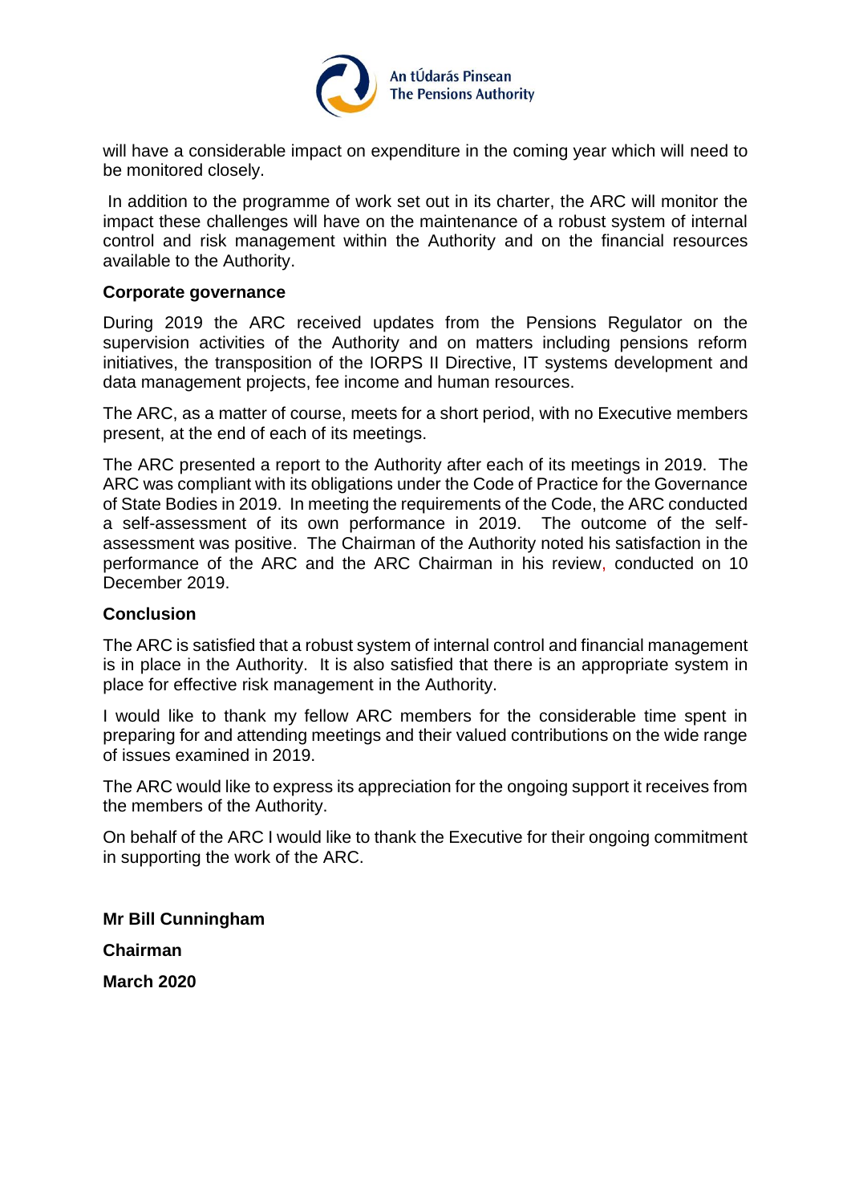will have a considerable impact on expenditure in the coming year which will need to be monitored closely.

In addition to the programme of work set out in its charter, the ARC will monitor the impact these challenges will have on the maintenance of a robust system of internal control and risk management within the Authority and on the financial resources available to the Authority.

**Corporate governance**

During 2019 the ARC received updates from the Pensions Regulator on the supervision activities of the Authority and on matters including pensions reform initiatives, the transposition of the IORPS II Directive, IT systems development and data management projects, fee income and human resources.

The ARC, as a matter of course, meets for a short period, with no Executive members present, at the end of each of its meetings.

The ARC presented a report to the Authority after each of its meetings in 2019. The ARC was compliant with its obligations under the Code of Practice for the Governance of State Bodies in 2019. In meeting the requirements of the Code, the ARC conducted a self-assessment of its own performance in 2019. The outcome of the self-assessment was positive. The Chairman of the Authority noted his satisfaction in the performance of the ARC and the ARC Chairman in his review, conducted on 10 December 2019.

**Conclusion**

The ARC is satisfied that a robust system of internal control and financial management is in place in the Authority. It is also satisfied that there is an appropriate system in place for effective risk management in the Authority.

I would like to thank my fellow ARC members for the considerable time spent in preparing for and attending meetings and their valued contributions on the wide range of issues examined in 2019.

The ARC would like to express its appreciation for the ongoing support it receives from the members of the Authority.

On behalf of the ARC I would like to thank the Executive for their ongoing commitment in supporting the work of the ARC.

**Mr Bill Cunningham**

**Chairman**

**March 2020**